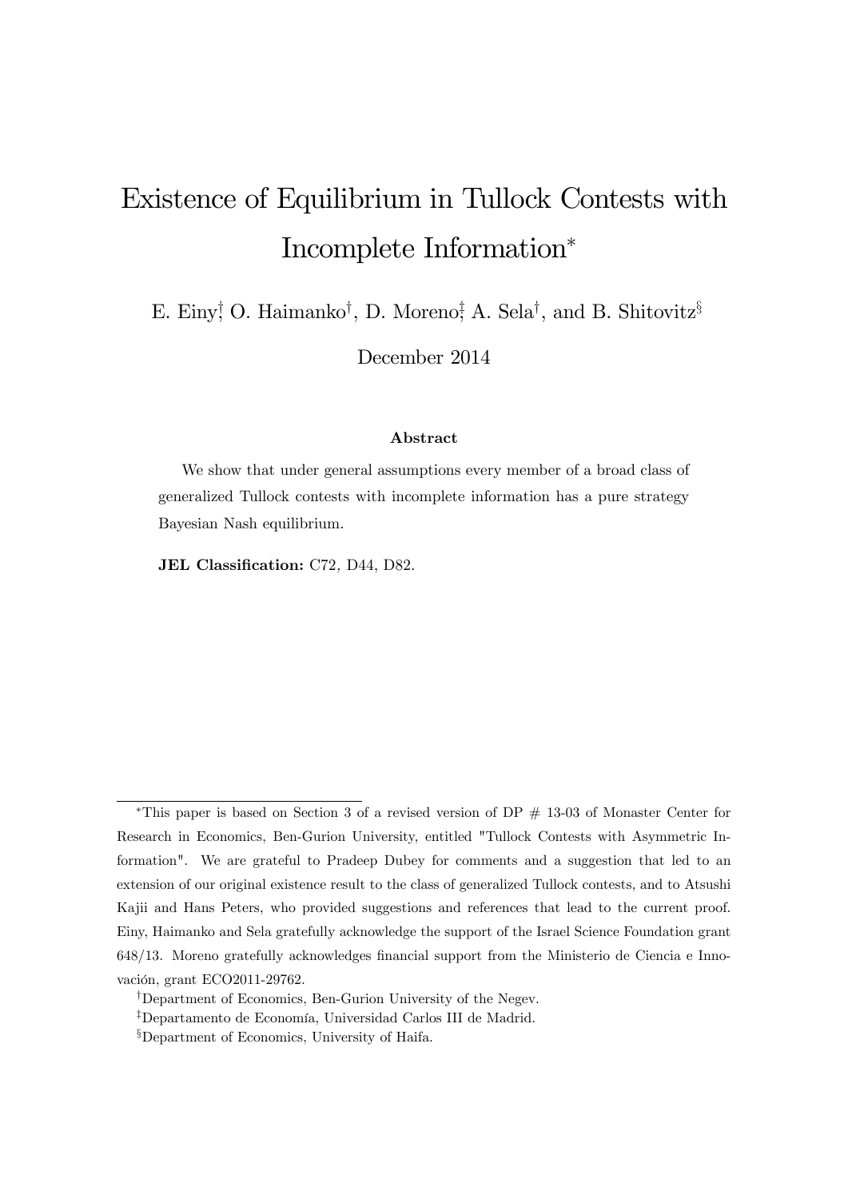# Existence of Equilibrium in Tullock Contests with Incomplete Information*

E. Einy[†], O. Haimanko[†], D. Moreno[‡], A. Sela[†], and B. Shitovitz[§]

December 2014

### Abstract

We show that under general assumptions every member of a broad class of generalized Tullock contests with incomplete information has a pure strategy Bayesian Nash equilibrium.

**JEL Classification:** C72, D44, D82.

---

*This paper is based on Section 3 of a revised version of DP # 13-03 of Monaster Center for Research in Economics, Ben-Gurion University, entitled "Tullock Contests with Asymmetric Information". We are grateful to Pradeep Dubey for comments and a suggestion that led to an extension of our original existence result to the class of generalized Tullock contests, and to Atsushi Kajii and Hans Peters, who provided suggestions and references that lead to the current proof. Einy, Haimanko and Sela gratefully acknowledge the support of the Israel Science Foundation grant 648/13. Moreno gratefully acknowledges financial support from the Ministerio de Ciencia e Innovación, grant ECO2011-29762.

[†]Department of Economics, Ben-Gurion University of the Negev.

[‡]Departamento de Economía, Universidad Carlos III de Madrid.

[§]Department of Economics, University of Haifa.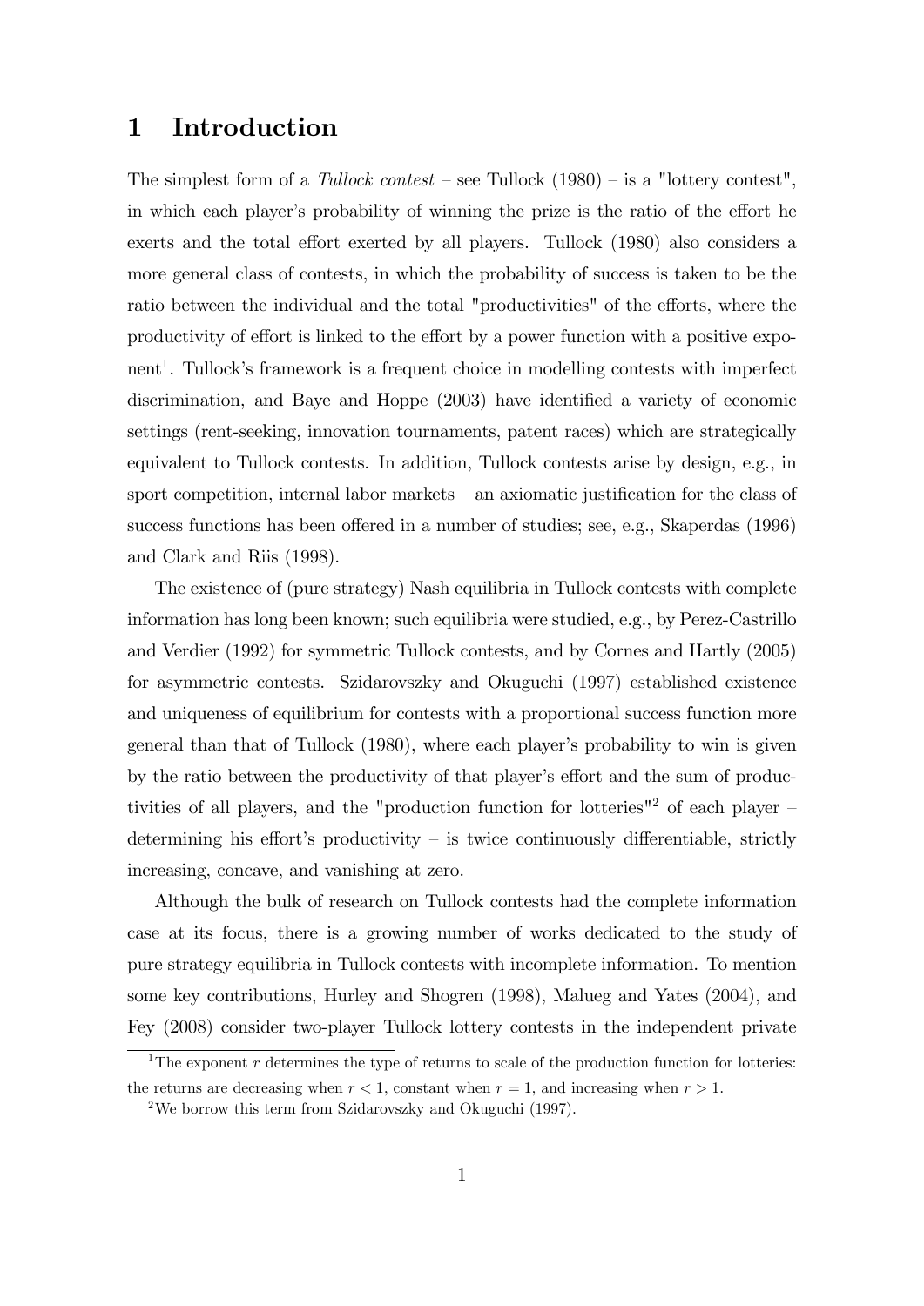# 1 Introduction

The simplest form of a *Tullock contest* – see Tullock (1980) – is a "lottery contest", in which each player's probability of winning the prize is the ratio of the effort he exerts and the total effort exerted by all players. Tullock (1980) also considers a more general class of contests, in which the probability of success is taken to be the ratio between the individual and the total "productivities" of the efforts, where the productivity of effort is linked to the effort by a power function with a positive exponent[1]. Tullock's framework is a frequent choice in modelling contests with imperfect discrimination, and Baye and Hoppe (2003) have identified a variety of economic settings (rent-seeking, innovation tournaments, patent races) which are strategically equivalent to Tullock contests. In addition, Tullock contests arise by design, e.g., in sport competition, internal labor markets – an axiomatic justification for the class of success functions has been offered in a number of studies; see, e.g., Skaperdas (1996) and Clark and Riis (1998).

The existence of (pure strategy) Nash equilibria in Tullock contests with complete information has long been known; such equilibria were studied, e.g., by Perez-Castrillo and Verdier (1992) for symmetric Tullock contests, and by Cornes and Hartly (2005) for asymmetric contests. Szidarovszky and Okuguchi (1997) established existence and uniqueness of equilibrium for contests with a proportional success function more general than that of Tullock (1980), where each player's probability to win is given by the ratio between the productivity of that player's effort and the sum of productivities of all players, and the "production function for lotteries"[2] of each player – determining his effort's productivity – is twice continuously differentiable, strictly increasing, concave, and vanishing at zero.

Although the bulk of research on Tullock contests had the complete information case at its focus, there is a growing number of works dedicated to the study of pure strategy equilibria in Tullock contests with incomplete information. To mention some key contributions, Hurley and Shogren (1998), Malueg and Yates (2004), and Fey (2008) consider two-player Tullock lottery contests in the independent private

[1] The exponent $r$ determines the type of returns to scale of the production function for lotteries: the returns are decreasing when $r < 1$, constant when $r = 1$, and increasing when $r > 1$.

[2] We borrow this term from Szidarovszky and Okuguchi (1997).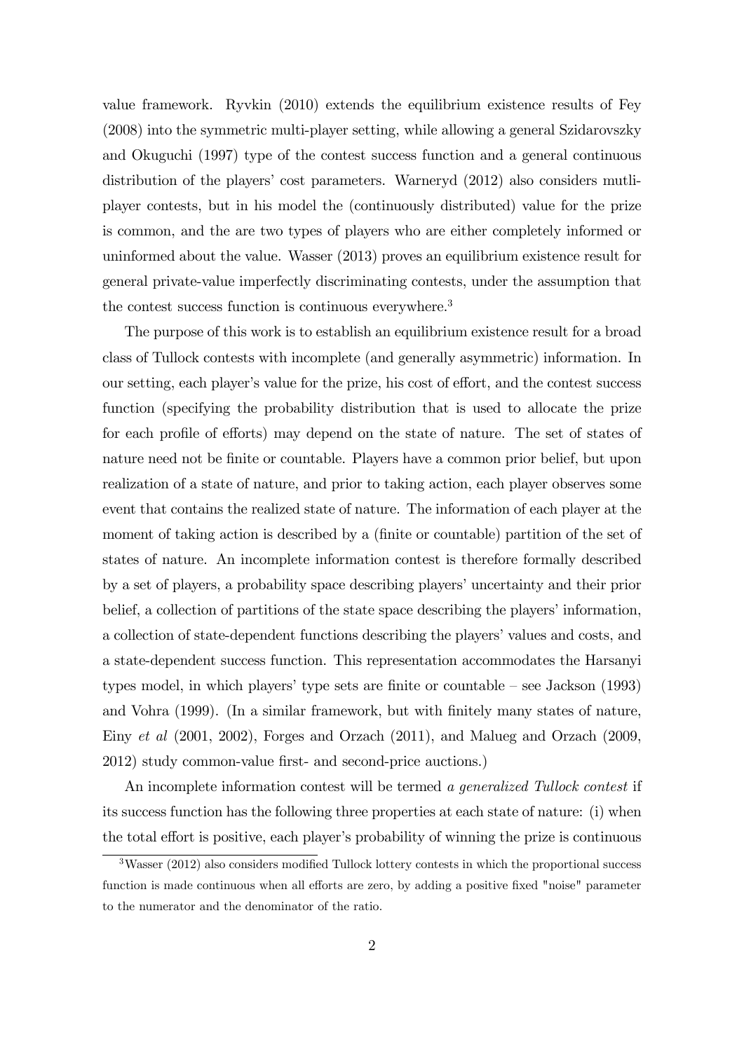value framework. Ryvkin (2010) extends the equilibrium existence results of Fey (2008) into the symmetric multi-player setting, while allowing a general Szidarovszky and Okuguchi (1997) type of the contest success function and a general continuous distribution of the players' cost parameters. Warneryd (2012) also considers mutli-player contests, but in his model the (continuously distributed) value for the prize is common, and the are two types of players who are either completely informed or uninformed about the value. Wasser (2013) proves an equilibrium existence result for general private-value imperfectly discriminating contests, under the assumption that the contest success function is continuous everywhere.[3]

The purpose of this work is to establish an equilibrium existence result for a broad class of Tullock contests with incomplete (and generally asymmetric) information. In our setting, each player's value for the prize, his cost of effort, and the contest success function (specifying the probability distribution that is used to allocate the prize for each profile of efforts) may depend on the state of nature. The set of states of nature need not be finite or countable. Players have a common prior belief, but upon realization of a state of nature, and prior to taking action, each player observes some event that contains the realized state of nature. The information of each player at the moment of taking action is described by a (finite or countable) partition of the set of states of nature. An incomplete information contest is therefore formally described by a set of players, a probability space describing players' uncertainty and their prior belief, a collection of partitions of the state space describing the players' information, a collection of state-dependent functions describing the players' values and costs, and a state-dependent success function. This representation accommodates the Harsanyi types model, in which players' type sets are finite or countable – see Jackson (1993) and Vohra (1999). (In a similar framework, but with finitely many states of nature, Einy *et al* (2001, 2002), Forges and Orzach (2011), and Malueg and Orzach (2009, 2012) study common-value first- and second-price auctions.)

An incomplete information contest will be termed *a generalized Tullock contest* if its success function has the following three properties at each state of nature: (i) when the total effort is positive, each player's probability of winning the prize is continuous

[3] Wasser (2012) also considers modified Tullock lottery contests in which the proportional success function is made continuous when all efforts are zero, by adding a positive fixed "noise" parameter to the numerator and the denominator of the ratio.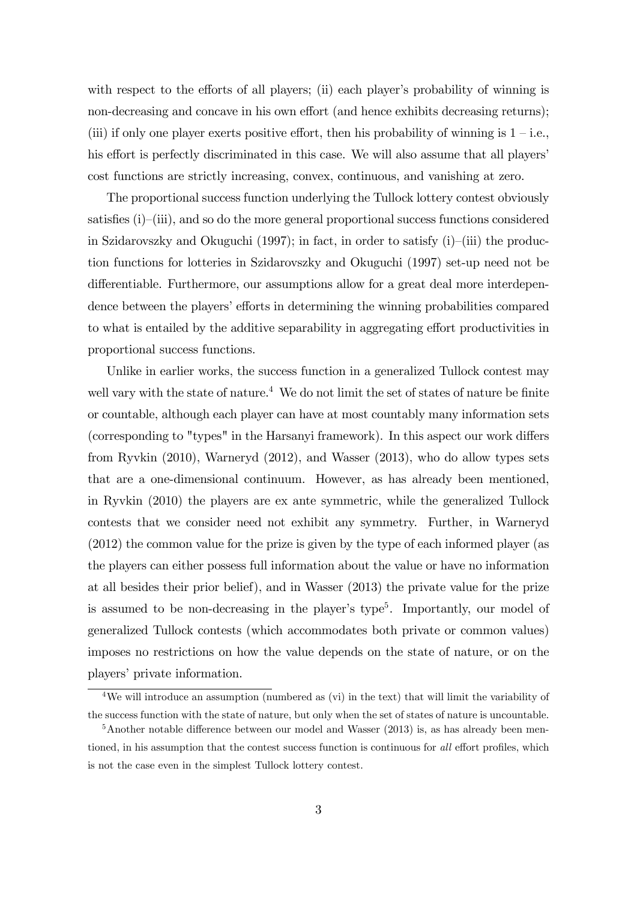with respect to the efforts of all players; (ii) each player's probability of winning is non-decreasing and concave in his own effort (and hence exhibits decreasing returns); (iii) if only one player exerts positive effort, then his probability of winning is 1 – i.e., his effort is perfectly discriminated in this case. We will also assume that all players' cost functions are strictly increasing, convex, continuous, and vanishing at zero.

The proportional success function underlying the Tullock lottery contest obviously satisfies (i)–(iii), and so do the more general proportional success functions considered in Szidarovszky and Okuguchi (1997); in fact, in order to satisfy (i)–(iii) the production functions for lotteries in Szidarovszky and Okuguchi (1997) set-up need not be differentiable. Furthermore, our assumptions allow for a great deal more interdependence between the players' efforts in determining the winning probabilities compared to what is entailed by the additive separability in aggregating effort productivities in proportional success functions.

Unlike in earlier works, the success function in a generalized Tullock contest may well vary with the state of nature.[4] We do not limit the set of states of nature be finite or countable, although each player can have at most countably many information sets (corresponding to "types" in the Harsanyi framework). In this aspect our work differs from Ryvkin (2010), Warneryd (2012), and Wasser (2013), who do allow types sets that are a one-dimensional continuum. However, as has already been mentioned, in Ryvkin (2010) the players are ex ante symmetric, while the generalized Tullock contests that we consider need not exhibit any symmetry. Further, in Warneryd (2012) the common value for the prize is given by the type of each informed player (as the players can either possess full information about the value or have no information at all besides their prior belief), and in Wasser (2013) the private value for the prize is assumed to be non-decreasing in the player's type[5]. Importantly, our model of generalized Tullock contests (which accommodates both private or common values) imposes no restrictions on how the value depends on the state of nature, or on the players' private information.

[4] We will introduce an assumption (numbered as (vi) in the text) that will limit the variability of the success function with the state of nature, but only when the set of states of nature is uncountable.

[5] Another notable difference between our model and Wasser (2013) is, as has already been mentioned, in his assumption that the contest success function is continuous for *all* effort profiles, which is not the case even in the simplest Tullock lottery contest.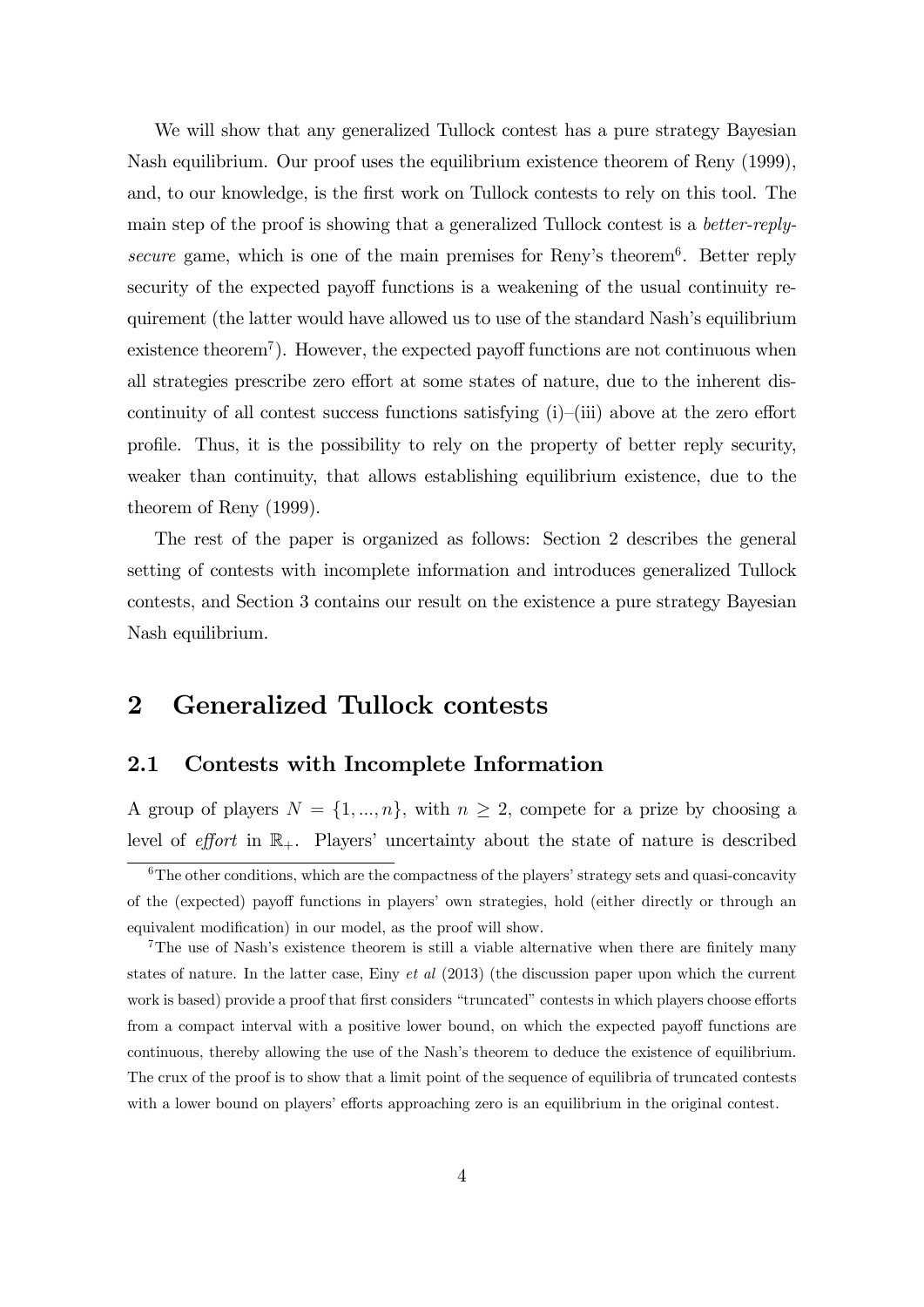We will show that any generalized Tullock contest has a pure strategy Bayesian Nash equilibrium. Our proof uses the equilibrium existence theorem of Reny (1999), and, to our knowledge, is the first work on Tullock contests to rely on this tool. The main step of the proof is showing that a generalized Tullock contest is a *better-reply-secure* game, which is one of the main premises for Reny's theorem[6]. Better reply security of the expected payoff functions is a weakening of the usual continuity requirement (the latter would have allowed us to use of the standard Nash's equilibrium existence theorem[7]). However, the expected payoff functions are not continuous when all strategies prescribe zero effort at some states of nature, due to the inherent discontinuity of all contest success functions satisfying (i)–(iii) above at the zero effort profile. Thus, it is the possibility to rely on the property of better reply security, weaker than continuity, that allows establishing equilibrium existence, due to the theorem of Reny (1999).

The rest of the paper is organized as follows: Section 2 describes the general setting of contests with incomplete information and introduces generalized Tullock contests, and Section 3 contains our result on the existence a pure strategy Bayesian Nash equilibrium.

## 2 Generalized Tullock contests

### 2.1 Contests with Incomplete Information

A group of players $N = \{1, ..., n\}$, with $n \geq 2$, compete for a prize by choosing a level of *effort* in $\mathbb{R}_+$. Players' uncertainty about the state of nature is described

[6] The other conditions, which are the compactness of the players' strategy sets and quasi-concavity of the (expected) payoff functions in players' own strategies, hold (either directly or through an equivalent modification) in our model, as the proof will show.

[7] The use of Nash's existence theorem is still a viable alternative when there are finitely many states of nature. In the latter case, Einy *et al* (2013) (the discussion paper upon which the current work is based) provide a proof that first considers "truncated" contests in which players choose efforts from a compact interval with a positive lower bound, on which the expected payoff functions are continuous, thereby allowing the use of the Nash's theorem to deduce the existence of equilibrium. The crux of the proof is to show that a limit point of the sequence of equilibria of truncated contests with a lower bound on players' efforts approaching zero is an equilibrium in the original contest.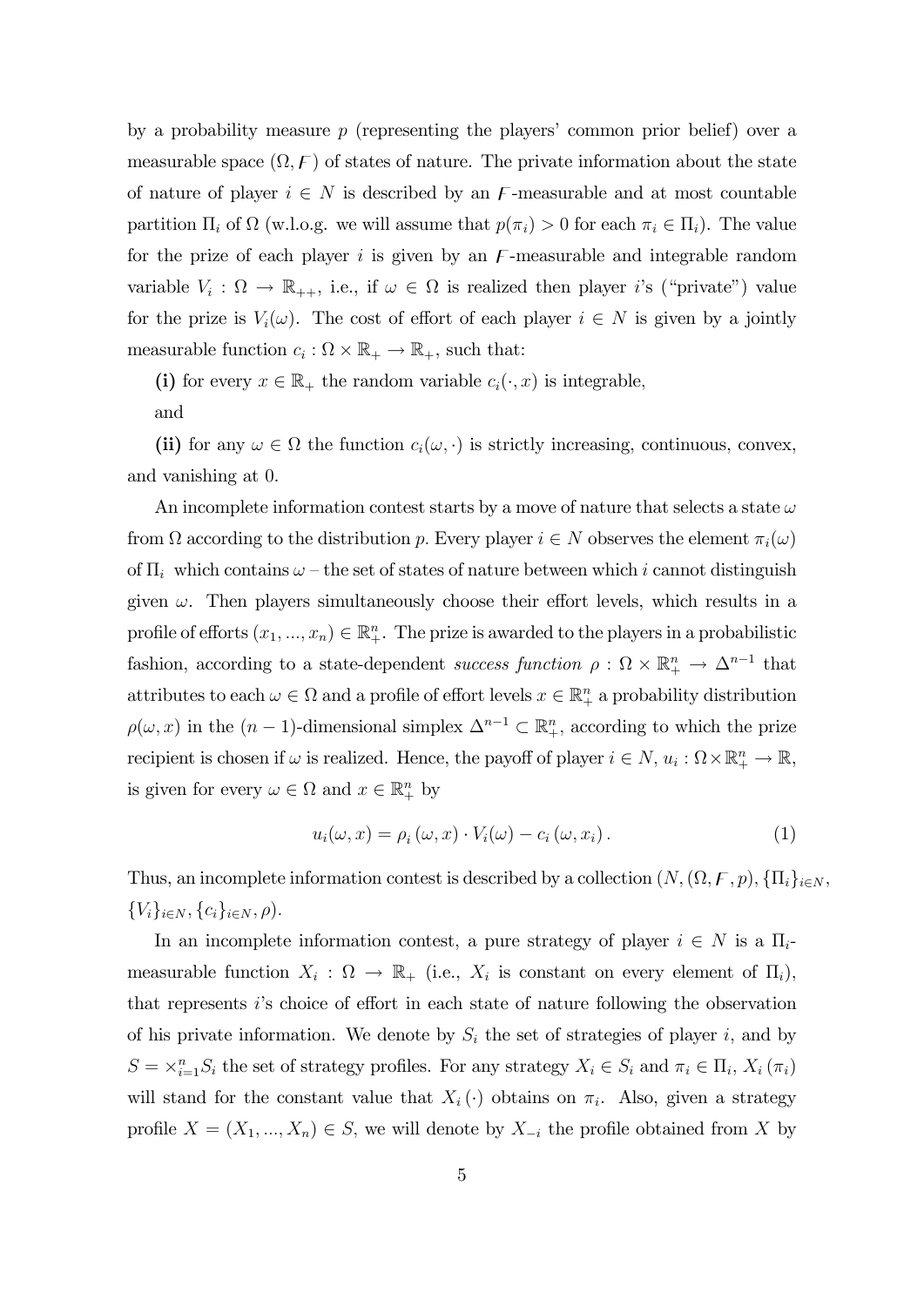by a probability measure $p$ (representing the players' common prior belief) over a measurable space $(\Omega, \mathcal{F})$ of states of nature. The private information about the state of nature of player $i \in N$ is described by an $\mathcal{F}$-measurable and at most countable partition $\Pi_i$ of $\Omega$ (w.l.o.g. we will assume that $p(\pi_i) > 0$ for each $\pi_i \in \Pi_i$). The value for the prize of each player $i$ is given by an $\mathcal{F}$-measurable and integrable random variable $V_i : \Omega \to \mathbb{R}_{++}$, i.e., if $\omega \in \Omega$ is realized then player $i$'s ("private") value for the prize is $V_i(\omega)$. The cost of effort of each player $i \in N$ is given by a jointly measurable function $c_i : \Omega \times \mathbb{R}_+ \to \mathbb{R}_+$, such that:

**(i)** for every $x \in \mathbb{R}_+$ the random variable $c_i(\cdot, x)$ is integrable,

and

**(ii)** for any $\omega \in \Omega$ the function $c_i(\omega, \cdot)$ is strictly increasing, continuous, convex, and vanishing at 0.

An incomplete information contest starts by a move of nature that selects a state $\omega$ from $\Omega$ according to the distribution $p$. Every player $i \in N$ observes the element $\pi_i(\omega)$ of $\Pi_i$ which contains $\omega$ – the set of states of nature between which $i$ cannot distinguish given $\omega$. Then players simultaneously choose their effort levels, which results in a profile of efforts $(x_1, ..., x_n) \in \mathbb{R}^n_+$. The prize is awarded to the players in a probabilistic fashion, according to a state-dependent *success function* $\rho : \Omega \times \mathbb{R}^n_+ \to \Delta^{n-1}$ that attributes to each $\omega \in \Omega$ and a profile of effort levels $x \in \mathbb{R}^n_+$ a probability distribution $\rho(\omega, x)$ in the $(n-1)$-dimensional simplex $\Delta^{n-1} \subset \mathbb{R}^n_+$, according to which the prize recipient is chosen if $\omega$ is realized. Hence, the payoff of player $i \in N$, $u_i : \Omega \times \mathbb{R}^n_+ \to \mathbb{R}$, is given for every $\omega \in \Omega$ and $x \in \mathbb{R}^n_+$ by

$$u_i(\omega, x) = \rho_i(\omega, x) \cdot V_i(\omega) - c_i(\omega, x_i). \tag{1}$$

Thus, an incomplete information contest is described by a collection $(N, (\Omega, \mathcal{F}, p), \{\Pi_i\}_{i \in N}, \{V_i\}_{i \in N}, \{c_i\}_{i \in N}, \rho)$.

In an incomplete information contest, a pure strategy of player $i \in N$ is a $\Pi_i$-measurable function $X_i : \Omega \to \mathbb{R}_+$ (i.e., $X_i$ is constant on every element of $\Pi_i$), that represents $i$'s choice of effort in each state of nature following the observation of his private information. We denote by $S_i$ the set of strategies of player $i$, and by $S = \times_{i=1}^n S_i$ the set of strategy profiles. For any strategy $X_i \in S_i$ and $\pi_i \in \Pi_i$, $X_i(\pi_i)$ will stand for the constant value that $X_i(\cdot)$ obtains on $\pi_i$. Also, given a strategy profile $X = (X_1, ..., X_n) \in S$, we will denote by $X_{-i}$ the profile obtained from $X$ by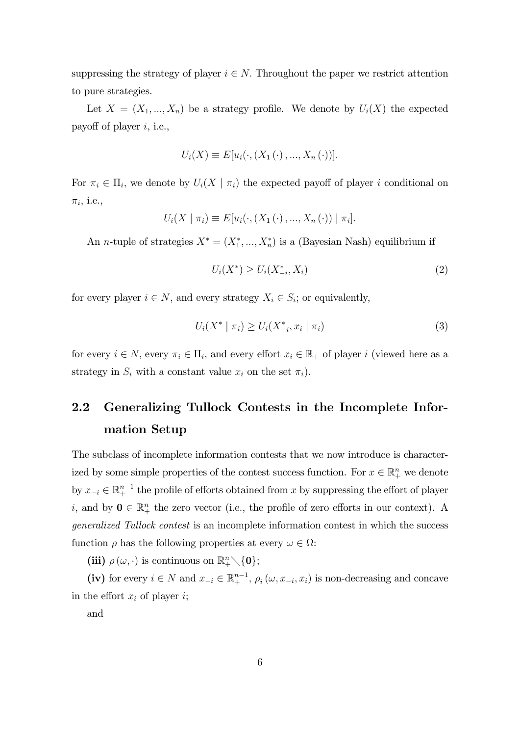suppressing the strategy of player $i \in N$. Throughout the paper we restrict attention to pure strategies.

Let $X = (X_1, ..., X_n)$ be a strategy profile. We denote by $U_i(X)$ the expected payoff of player $i$, i.e.,

$$U_i(X) \equiv E[u_i(\cdot, (X_1(\cdot), ..., X_n(\cdot))].$$

For $\pi_i \in \Pi_i$, we denote by $U_i(X \mid \pi_i)$ the expected payoff of player $i$ conditional on $\pi_i$, i.e.,

$$U_i(X \mid \pi_i) \equiv E[u_i(\cdot, (X_1(\cdot), ..., X_n(\cdot)) \mid \pi_i].$$

An $n$-tuple of strategies $X^* = (X_1^*, ..., X_n^*)$ is a (Bayesian Nash) equilibrium if

$$U_i(X^*) \geq U_i(X_{-i}^*, X_i) \tag{2}$$

for every player $i \in N$, and every strategy $X_i \in S_i$; or equivalently,

$$U_i(X^* \mid \pi_i) \geq U_i(X_{-i}^*, x_i \mid \pi_i) \tag{3}$$

for every $i \in N$, every $\pi_i \in \Pi_i$, and every effort $x_i \in \mathbb{R}_+$ of player $i$ (viewed here as a strategy in $S_i$ with a constant value $x_i$ on the set $\pi_i$).

## 2.2 Generalizing Tullock Contests in the Incomplete Information Setup

The subclass of incomplete information contests that we now introduce is characterized by some simple properties of the contest success function. For $x \in \mathbb{R}_+^n$ we denote by $x_{-i} \in \mathbb{R}_+^{n-1}$ the profile of efforts obtained from $x$ by suppressing the effort of player $i$, and by $\mathbf{0} \in \mathbb{R}_+^n$ the zero vector (i.e., the profile of zero efforts in our context). A *generalized Tullock contest* is an incomplete information contest in which the success function $\rho$ has the following properties at every $\omega \in \Omega$:

**(iii)** $\rho(\omega, \cdot)$ is continuous on $\mathbb{R}_+^n \diagdown \{\mathbf{0}\}$;

**(iv)** for every $i \in N$ and $x_{-i} \in \mathbb{R}_+^{n-1}$, $\rho_i(\omega, x_{-i}, x_i)$ is non-decreasing and concave in the effort $x_i$ of player $i$;

and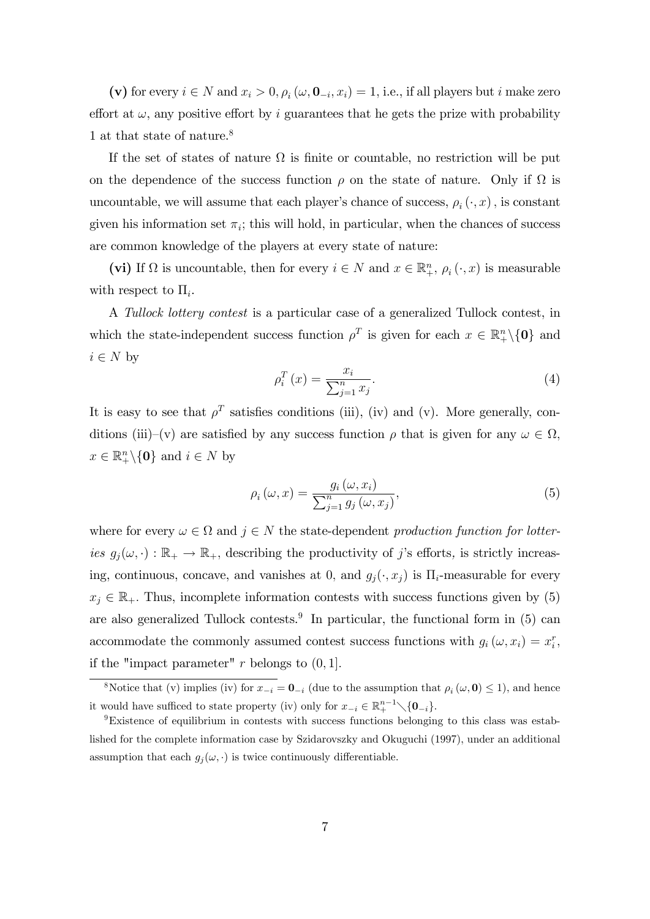**(v)** for every $i \in N$ and $x_i > 0$, $\rho_i(\omega, \mathbf{0}_{-i}, x_i) = 1$, i.e., if all players but $i$ make zero effort at $\omega$, any positive effort by $i$ guarantees that he gets the prize with probability 1 at that state of nature.[8]

If the set of states of nature $\Omega$ is finite or countable, no restriction will be put on the dependence of the success function $\rho$ on the state of nature. Only if $\Omega$ is uncountable, we will assume that each player's chance of success, $\rho_i(\cdot, x)$, is constant given his information set $\pi_i$; this will hold, in particular, when the chances of success are common knowledge of the players at every state of nature:

**(vi)** If $\Omega$ is uncountable, then for every $i \in N$ and $x \in \mathbb{R}^n_+$, $\rho_i(\cdot, x)$ is measurable with respect to $\Pi_i$.

A *Tullock lottery contest* is a particular case of a generalized Tullock contest, in which the state-independent success function $\rho^T$ is given for each $x \in \mathbb{R}^n_+ \setminus \{\mathbf{0}\}$ and $i \in N$ by

$$\rho_i^T(x) = \frac{x_i}{\sum_{j=1}^n x_j}. \tag{4}$$

It is easy to see that $\rho^T$ satisfies conditions (iii), (iv) and (v). More generally, conditions (iii)–(v) are satisfied by any success function $\rho$ that is given for any $\omega \in \Omega$, $x \in \mathbb{R}^n_+ \setminus \{\mathbf{0}\}$ and $i \in N$ by

$$\rho_i(\omega, x) = \frac{g_i(\omega, x_i)}{\sum_{j=1}^n g_j(\omega, x_j)}, \tag{5}$$

where for every $\omega \in \Omega$ and $j \in N$ the state-dependent *production function for lotteries* $g_j(\omega, \cdot) : \mathbb{R}_+ \to \mathbb{R}_+$, describing the productivity of $j$'s efforts, is strictly increasing, continuous, concave, and vanishes at 0, and $g_j(\cdot, x_j)$ is $\Pi_i$-measurable for every $x_j \in \mathbb{R}_+$. Thus, incomplete information contests with success functions given by (5) are also generalized Tullock contests.[9] In particular, the functional form in (5) can accommodate the commonly assumed contest success functions with $g_i(\omega, x_i) = x_i^r$, if the "impact parameter" $r$ belongs to $(0, 1]$.

---

[8] Notice that (v) implies (iv) for $x_{-i} = \mathbf{0}_{-i}$ (due to the assumption that $\rho_i(\omega, \mathbf{0}) \leq 1$), and hence it would have sufficed to state property (iv) only for $x_{-i} \in \mathbb{R}^{n-1}_+ \setminus \{\mathbf{0}_{-i}\}$.

[9] Existence of equilibrium in contests with success functions belonging to this class was established for the complete information case by Szidarovszky and Okuguchi (1997), under an additional assumption that each $g_j(\omega, \cdot)$ is twice continuously differentiable.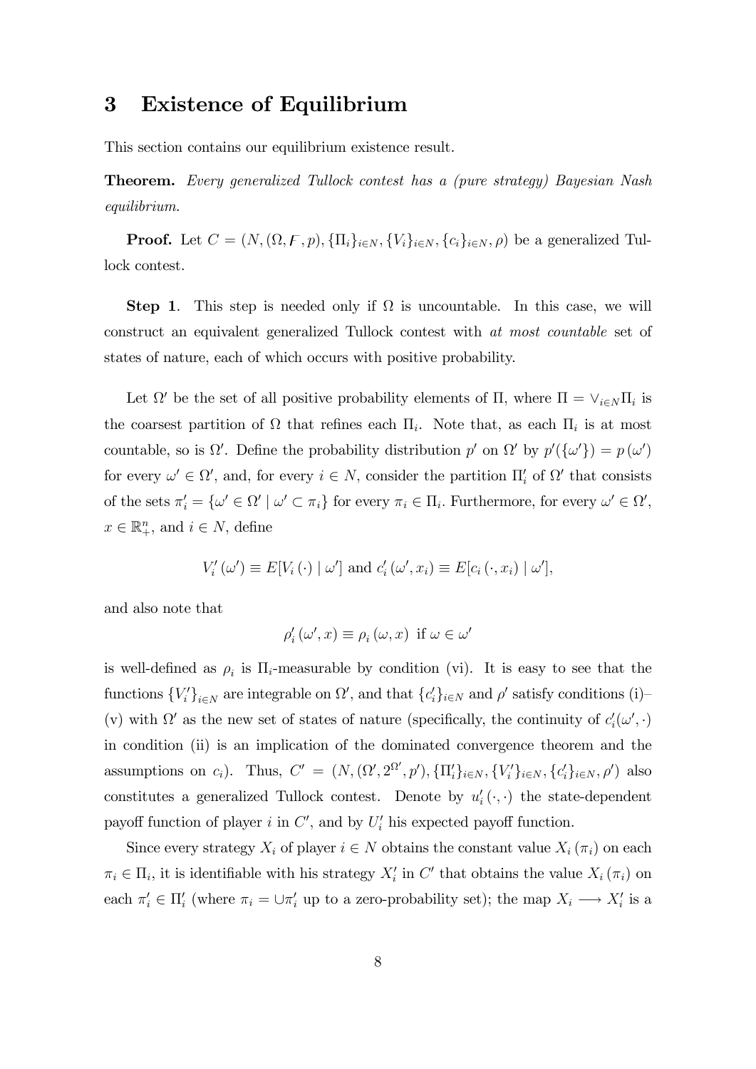# 3 Existence of Equilibrium

This section contains our equilibrium existence result.

**Theorem.** *Every generalized Tullock contest has a (pure strategy) Bayesian Nash equilibrium.*

**Proof.** Let $C = (N, (\Omega, \mathcal{F}, p), \{\Pi_i\}_{i \in N}, \{V_i\}_{i \in N}, \{c_i\}_{i \in N}, \rho)$ be a generalized Tullock contest.

**Step 1**. This step is needed only if $\Omega$ is uncountable. In this case, we will construct an equivalent generalized Tullock contest with *at most countable* set of states of nature, each of which occurs with positive probability.

Let $\Omega'$ be the set of all positive probability elements of $\Pi$, where $\Pi = \vee_{i \in N} \Pi_i$ is the coarsest partition of $\Omega$ that refines each $\Pi_i$. Note that, as each $\Pi_i$ is at most countable, so is $\Omega'$. Define the probability distribution $p'$ on $\Omega'$ by $p'(\{\omega'\}) = p(\omega')$ for every $\omega' \in \Omega'$, and, for every $i \in N$, consider the partition $\Pi_i'$ of $\Omega'$ that consists of the sets $\pi_i' = \{\omega' \in \Omega' \mid \omega' \subset \pi_i\}$ for every $\pi_i \in \Pi_i$. Furthermore, for every $\omega' \in \Omega'$, $x \in \mathbb{R}_+^n$, and $i \in N$, define

$$V_i'(\omega') \equiv E[V_i(\cdot) \mid \omega'] \text{ and } c_i'(\omega', x_i) \equiv E[c_i(\cdot, x_i) \mid \omega'],$$

and also note that

$$\rho_i'(\omega', x) \equiv \rho_i(\omega, x) \text{ if } \omega \in \omega'$$

is well-defined as $\rho_i$ is $\Pi_i$-measurable by condition (vi). It is easy to see that the functions $\{V_i'\}_{i \in N}$ are integrable on $\Omega'$, and that $\{c_i'\}_{i \in N}$ and $\rho'$ satisfy conditions (i)–(v) with $\Omega'$ as the new set of states of nature (specifically, the continuity of $c_i'(\omega', \cdot)$ in condition (ii) is an implication of the dominated convergence theorem and the assumptions on $c_i$). Thus, $C' = (N, (\Omega', 2^{\Omega'}, p'), \{\Pi_i'\}_{i \in N}, \{V_i'\}_{i \in N}, \{c_i'\}_{i \in N}, \rho')$ also constitutes a generalized Tullock contest. Denote by $u_i'(\cdot, \cdot)$ the state-dependent payoff function of player $i$ in $C'$, and by $U_i'$ his expected payoff function.

Since every strategy $X_i$ of player $i \in N$ obtains the constant value $X_i(\pi_i)$ on each $\pi_i \in \Pi_i$, it is identifiable with his strategy $X_i'$ in $C'$ that obtains the value $X_i(\pi_i)$ on each $\pi_i' \in \Pi_i'$ (where $\pi_i = \cup \pi_i'$ up to a zero-probability set); the map $X_i \longrightarrow X_i'$ is a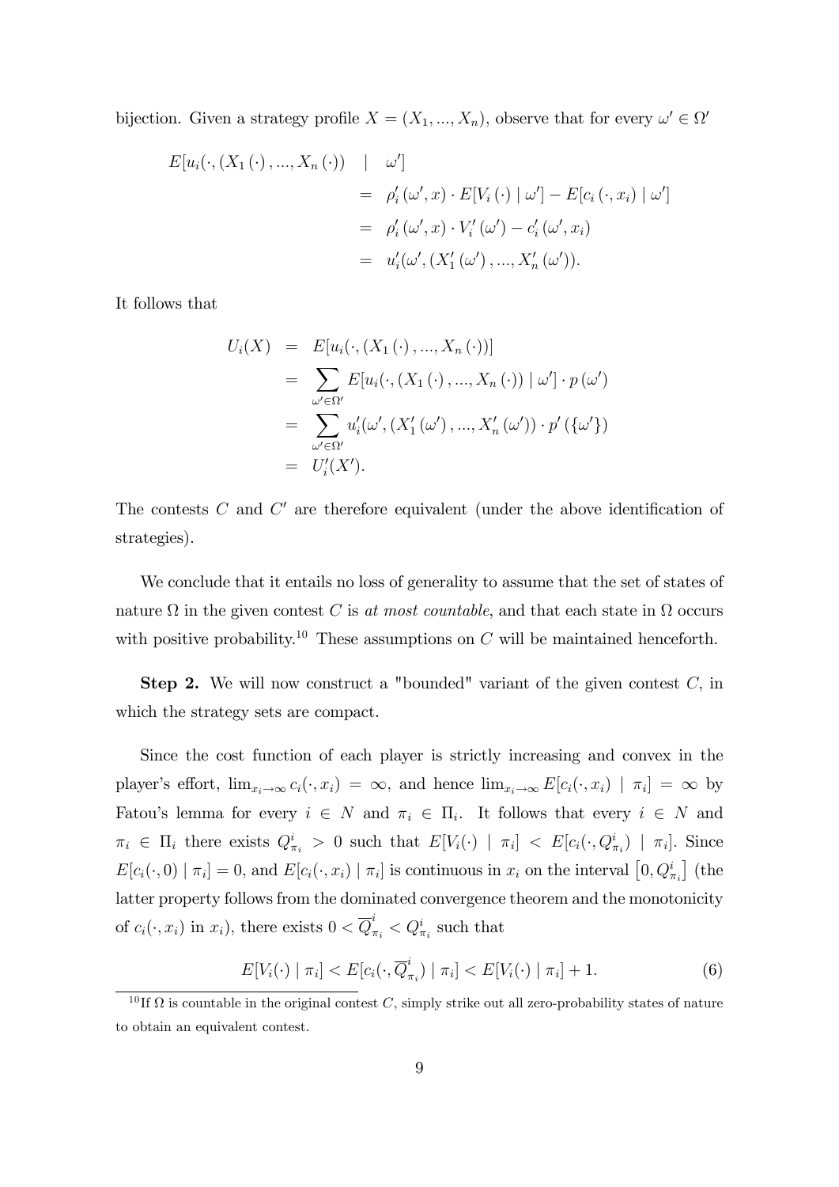bijection. Given a strategy profile $X = (X_1, ..., X_n)$, observe that for every $\omega' \in \Omega'$

$$
\begin{aligned}
E[u_i(\cdot, (X_1(\cdot), ..., X_n(\cdot)) \quad | \quad \omega'] \\
&= \rho_i'(\omega', x) \cdot E[V_i(\cdot) \mid \omega'] - E[c_i(\cdot, x_i) \mid \omega'] \\
&= \rho_i'(\omega', x) \cdot V_i'(\omega') - c_i'(\omega', x_i) \\
&= u_i'(\omega', (X_1'(\omega'), ..., X_n'(\omega')).
\end{aligned}
$$

It follows that

$$
\begin{aligned}
U_i(X) &= E[u_i(\cdot, (X_1(\cdot), ..., X_n(\cdot))] \\
&= \sum_{\omega' \in \Omega'} E[u_i(\cdot, (X_1(\cdot), ..., X_n(\cdot)) \mid \omega'] \cdot p(\omega') \\
&= \sum_{\omega' \in \Omega'} u_i'(\omega', (X_1'(\omega'), ..., X_n'(\omega')) \cdot p'(\{\omega'\}) \\
&= U_i'(X').
\end{aligned}
$$

The contests $C$ and $C'$ are therefore equivalent (under the above identification of strategies).

We conclude that it entails no loss of generality to assume that the set of states of nature $\Omega$ in the given contest $C$ is *at most countable*, and that each state in $\Omega$ occurs with positive probability.[10] These assumptions on $C$ will be maintained henceforth.

**Step 2.** We will now construct a "bounded" variant of the given contest $C$, in which the strategy sets are compact.

Since the cost function of each player is strictly increasing and convex in the player's effort, $\lim_{x_i \to \infty} c_i(\cdot, x_i) = \infty$, and hence $\lim_{x_i \to \infty} E[c_i(\cdot, x_i) \mid \pi_i] = \infty$ by Fatou's lemma for every $i \in N$ and $\pi_i \in \Pi_i$. It follows that every $i \in N$ and $\pi_i \in \Pi_i$ there exists $Q^i_{\pi_i} > 0$ such that $E[V_i(\cdot) \mid \pi_i] < E[c_i(\cdot, Q^i_{\pi_i}) \mid \pi_i]$. Since $E[c_i(\cdot, 0) \mid \pi_i] = 0$, and $E[c_i(\cdot, x_i) \mid \pi_i]$ is continuous in $x_i$ on the interval $\left[0, Q^i_{\pi_i}\right]$ (the latter property follows from the dominated convergence theorem and the monotonicity of $c_i(\cdot, x_i)$ in $x_i$), there exists $0 < \overline{Q}^i_{\pi_i} < Q^i_{\pi_i}$ such that

$$
E[V_i(\cdot) \mid \pi_i] < E[c_i(\cdot, \overline{Q}^i_{\pi_i}) \mid \pi_i] < E[V_i(\cdot) \mid \pi_i] + 1. \tag{6}
$$

[10] If $\Omega$ is countable in the original contest $C$, simply strike out all zero-probability states of nature to obtain an equivalent contest.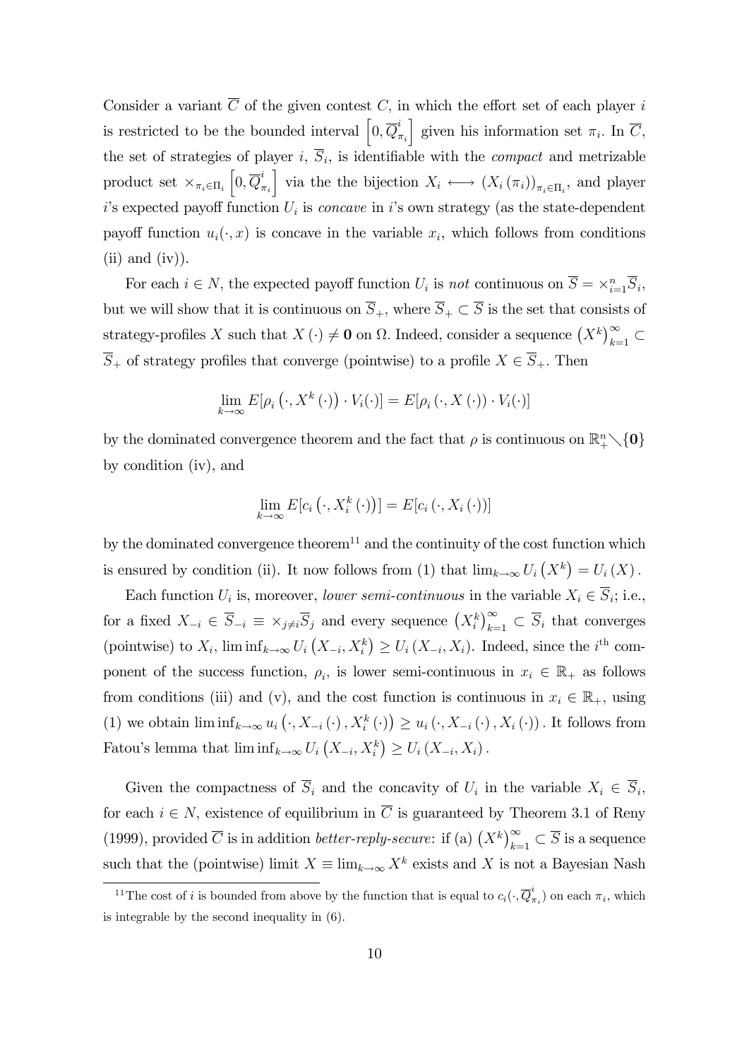Consider a variant $\overline{C}$ of the given contest $C$, in which the effort set of each player $i$ is restricted to be the bounded interval $\left[0, \overline{Q}^i_{\pi_i}\right]$ given his information set $\pi_i$. In $\overline{C}$, the set of strategies of player $i$, $\overline{S}_i$, is identifiable with the *compact* and metrizable product set $\times_{\pi_i \in \Pi_i} \left[0, \overline{Q}^i_{\pi_i}\right]$ via the the bijection $X_i \longleftrightarrow (X_i(\pi_i))_{\pi_i \in \Pi_i}$, and player $i$'s expected payoff function $U_i$ is *concave* in $i$'s own strategy (as the state-dependent payoff function $u_i(\cdot, x)$ is concave in the variable $x_i$, which follows from conditions (ii) and (iv)).

For each $i \in N$, the expected payoff function $U_i$ is *not* continuous on $\overline{S} = \times_{i=1}^n \overline{S}_i$, but we will show that it is continuous on $\overline{S}_+$, where $\overline{S}_+ \subset \overline{S}$ is the set that consists of strategy-profiles $X$ such that $X(\cdot) \neq \mathbf{0}$ on $\Omega$. Indeed, consider a sequence $\left(X^k\right)_{k=1}^{\infty} \subset \overline{S}_+$ of strategy profiles that converge (pointwise) to a profile $X \in \overline{S}_+$. Then

$$\lim_{k \to \infty} E[\rho_i\left(\cdot, X^k(\cdot)\right) \cdot V_i(\cdot)] = E[\rho_i\left(\cdot, X(\cdot)\right) \cdot V_i(\cdot)]$$

by the dominated convergence theorem and the fact that $\rho$ is continuous on $\mathbb{R}^n_+ \diagdown \{\mathbf{0}\}$ by condition (iv), and

$$\lim_{k \to \infty} E[c_i\left(\cdot, X_i^k(\cdot)\right)] = E[c_i\left(\cdot, X_i(\cdot)\right)]$$

by the dominated convergence theorem[11] and the continuity of the cost function which is ensured by condition (ii). It now follows from (1) that $\lim_{k \to \infty} U_i\left(X^k\right) = U_i(X)$.

Each function $U_i$ is, moreover, *lower semi-continuous* in the variable $X_i \in \overline{S}_i$; i.e., for a fixed $X_{-i} \in \overline{S}_{-i} \equiv \times_{j \neq i} \overline{S}_j$ and every sequence $\left(X_i^k\right)_{k=1}^{\infty} \subset \overline{S}_i$ that converges (pointwise) to $X_i$, $\liminf_{k \to \infty} U_i\left(X_{-i}, X_i^k\right) \geq U_i(X_{-i}, X_i)$. Indeed, since the $i^{\text{th}}$ component of the success function, $\rho_i$, is lower semi-continuous in $x_i \in \mathbb{R}_+$ as follows from conditions (iii) and (v), and the cost function is continuous in $x_i \in \mathbb{R}_+$, using (1) we obtain $\liminf_{k \to \infty} u_i\left(\cdot, X_{-i}(\cdot), X_i^k(\cdot)\right) \geq u_i\left(\cdot, X_{-i}(\cdot), X_i(\cdot)\right)$. It follows from Fatou's lemma that $\liminf_{k \to \infty} U_i\left(X_{-i}, X_i^k\right) \geq U_i(X_{-i}, X_i)$.

Given the compactness of $\overline{S}_i$ and the concavity of $U_i$ in the variable $X_i \in \overline{S}_i$, for each $i \in N$, existence of equilibrium in $\overline{C}$ is guaranteed by Theorem 3.1 of Reny (1999), provided $\overline{C}$ is in addition *better-reply-secure*: if (a) $\left(X^k\right)_{k=1}^{\infty} \subset \overline{S}$ is a sequence such that the (pointwise) limit $X \equiv \lim_{k \to \infty} X^k$ exists and $X$ is not a Bayesian Nash

[11] The cost of $i$ is bounded from above by the function that is equal to $c_i(\cdot, \overline{Q}^i_{\pi_i})$ on each $\pi_i$, which is integrable by the second inequality in (6).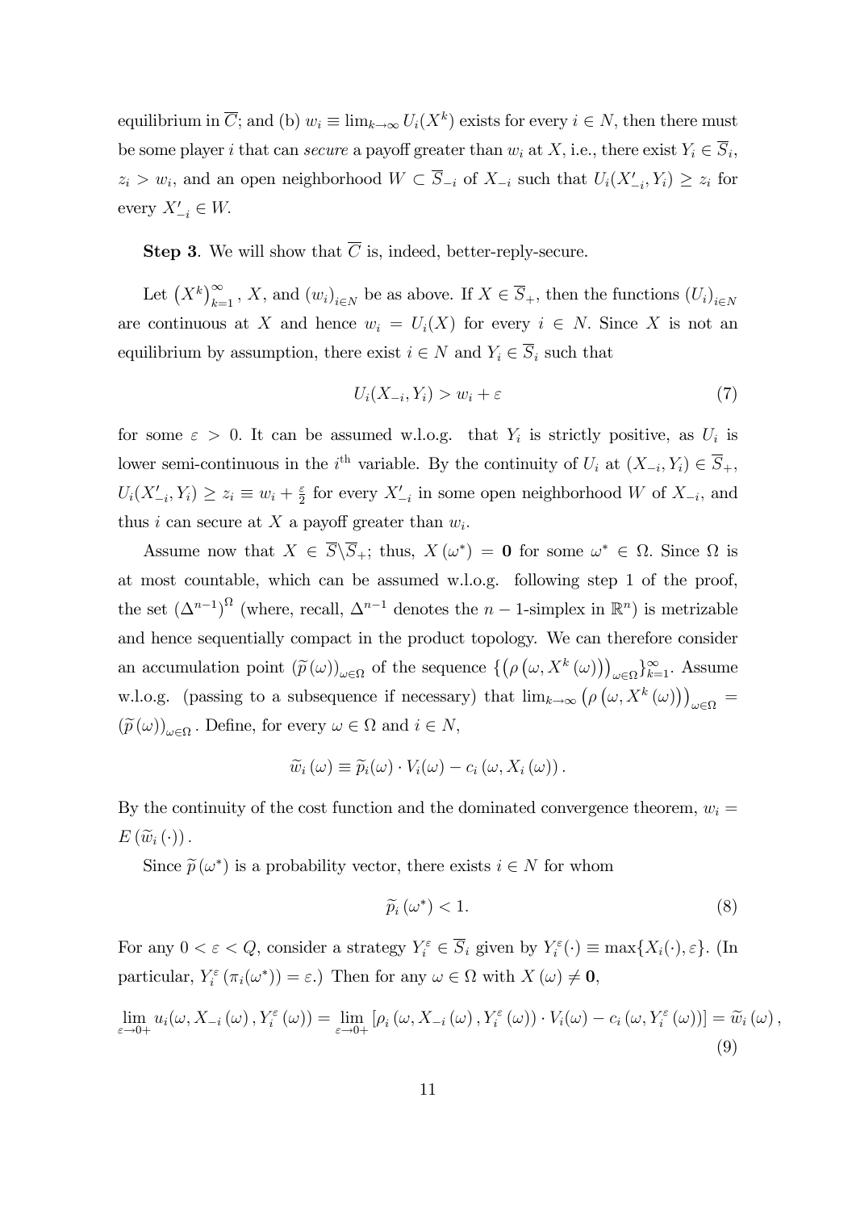equilibrium in $\overline{C}$; and (b) $w_i \equiv \lim_{k\to\infty} U_i(X^k)$ exists for every $i \in N$, then there must be some player $i$ that can *secure* a payoff greater than $w_i$ at $X$, i.e., there exist $Y_i \in \overline{S}_i$, $z_i > w_i$, and an open neighborhood $W \subset \overline{S}_{-i}$ of $X_{-i}$ such that $U_i(X'_{-i}, Y_i) \geq z_i$ for every $X'_{-i} \in W$.

**Step 3**. We will show that $\overline{C}$ is, indeed, better-reply-secure.

Let $\left(X^k\right)_{k=1}^{\infty}$, $X$, and $(w_i)_{i\in N}$ be as above. If $X \in \overline{S}_+$, then the functions $(U_i)_{i\in N}$ are continuous at $X$ and hence $w_i = U_i(X)$ for every $i \in N$. Since $X$ is not an equilibrium by assumption, there exist $i \in N$ and $Y_i \in \overline{S}_i$ such that

$$U_i(X_{-i}, Y_i) > w_i + \varepsilon \tag{7}$$

for some $\varepsilon > 0$. It can be assumed w.l.o.g. that $Y_i$ is strictly positive, as $U_i$ is lower semi-continuous in the $i^{\text{th}}$ variable. By the continuity of $U_i$ at $(X_{-i}, Y_i) \in \overline{S}_+$, $U_i(X'_{-i}, Y_i) \geq z_i \equiv w_i + \frac{\varepsilon}{2}$ for every $X'_{-i}$ in some open neighborhood $W$ of $X_{-i}$, and thus $i$ can secure at $X$ a payoff greater than $w_i$.

Assume now that $X \in \overline{S} \backslash \overline{S}_+$; thus, $X(\omega^*) = \mathbf{0}$ for some $\omega^* \in \Omega$. Since $\Omega$ is at most countable, which can be assumed w.l.o.g. following step 1 of the proof, the set $(\Delta^{n-1})^{\Omega}$ (where, recall, $\Delta^{n-1}$ denotes the $n-1$-simplex in $\mathbb{R}^n$) is metrizable and hence sequentially compact in the product topology. We can therefore consider an accumulation point $(\widetilde{p}(\omega))_{\omega\in\Omega}$ of the sequence $\{\left(\rho\left(\omega, X^k(\omega)\right)\right)_{\omega\in\Omega}\}_{k=1}^{\infty}$. Assume w.l.o.g. (passing to a subsequence if necessary) that $\lim_{k\to\infty}\left(\rho\left(\omega, X^k(\omega)\right)\right)_{\omega\in\Omega} = (\widetilde{p}(\omega))_{\omega\in\Omega}$. Define, for every $\omega \in \Omega$ and $i \in N$,

$$\widetilde{w}_i(\omega) \equiv \widetilde{p}_i(\omega) \cdot V_i(\omega) - c_i(\omega, X_i(\omega)).$$

By the continuity of the cost function and the dominated convergence theorem, $w_i = E(\widetilde{w}_i(\cdot))$.

Since $\widetilde{p}(\omega^*)$ is a probability vector, there exists $i \in N$ for whom

$$\widetilde{p}_i(\omega^*) < 1. \tag{8}$$

For any $0 < \varepsilon < Q$, consider a strategy $Y_i^{\varepsilon} \in \overline{S}_i$ given by $Y_i^{\varepsilon}(\cdot) \equiv \max\{X_i(\cdot), \varepsilon\}$. (In particular, $Y_i^{\varepsilon}(\pi_i(\omega^*)) = \varepsilon$.) Then for any $\omega \in \Omega$ with $X(\omega) \neq \mathbf{0}$,

$$\lim_{\varepsilon\to 0+} u_i(\omega, X_{-i}(\omega), Y_i^{\varepsilon}(\omega)) = \lim_{\varepsilon\to 0+}\left[\rho_i(\omega, X_{-i}(\omega), Y_i^{\varepsilon}(\omega)) \cdot V_i(\omega) - c_i(\omega, Y_i^{\varepsilon}(\omega))\right] = \widetilde{w}_i(\omega), \tag{9}$$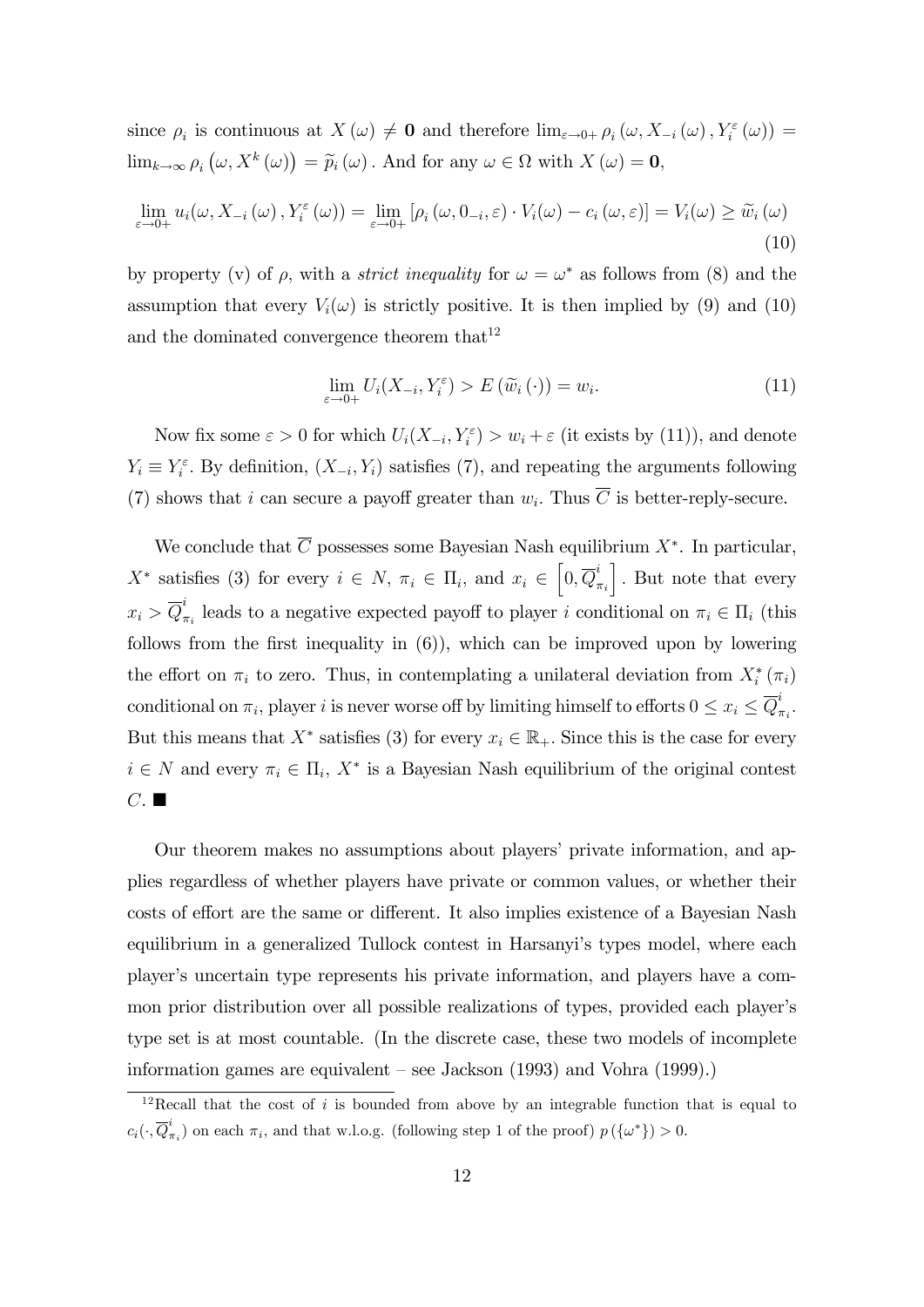since $\rho_i$ is continuous at $X(\omega) \neq \mathbf{0}$ and therefore $\lim_{\varepsilon \to 0+} \rho_i(\omega, X_{-i}(\omega), Y_i^{\varepsilon}(\omega)) = \lim_{k \to \infty} \rho_i(\omega, X^k(\omega)) = \widetilde{p}_i(\omega)$. And for any $\omega \in \Omega$ with $X(\omega) = \mathbf{0}$,

$$\lim_{\varepsilon \to 0+} u_i(\omega, X_{-i}(\omega), Y_i^{\varepsilon}(\omega)) = \lim_{\varepsilon \to 0+} [\rho_i(\omega, 0_{-i}, \varepsilon) \cdot V_i(\omega) - c_i(\omega, \varepsilon)] = V_i(\omega) \geq \widetilde{w}_i(\omega) \tag{10}$$

by property (v) of $\rho$, with a *strict inequality* for $\omega = \omega^*$ as follows from (8) and the assumption that every $V_i(\omega)$ is strictly positive. It is then implied by (9) and (10) and the dominated convergence theorem that[12]

$$\lim_{\varepsilon \to 0+} U_i(X_{-i}, Y_i^{\varepsilon}) > E(\widetilde{w}_i(\cdot)) = w_i. \tag{11}$$

Now fix some $\varepsilon > 0$ for which $U_i(X_{-i}, Y_i^{\varepsilon}) > w_i + \varepsilon$ (it exists by (11)), and denote $Y_i \equiv Y_i^{\varepsilon}$. By definition, $(X_{-i}, Y_i)$ satisfies (7), and repeating the arguments following (7) shows that $i$ can secure a payoff greater than $w_i$. Thus $\overline{C}$ is better-reply-secure.

We conclude that $\overline{C}$ possesses some Bayesian Nash equilibrium $X^*$. In particular, $X^*$ satisfies (3) for every $i \in N$, $\pi_i \in \Pi_i$, and $x_i \in \left[0, \overline{Q}^i_{\pi_i}\right]$. But note that every $x_i > \overline{Q}^i_{\pi_i}$ leads to a negative expected payoff to player $i$ conditional on $\pi_i \in \Pi_i$ (this follows from the first inequality in (6)), which can be improved upon by lowering the effort on $\pi_i$ to zero. Thus, in contemplating a unilateral deviation from $X_i^*(\pi_i)$ conditional on $\pi_i$, player $i$ is never worse off by limiting himself to efforts $0 \leq x_i \leq \overline{Q}^i_{\pi_i}$. But this means that $X^*$ satisfies (3) for every $x_i \in \mathbb{R}_+$. Since this is the case for every $i \in N$ and every $\pi_i \in \Pi_i$, $X^*$ is a Bayesian Nash equilibrium of the original contest $C$. ■

Our theorem makes no assumptions about players' private information, and applies regardless of whether players have private or common values, or whether their costs of effort are the same or different. It also implies existence of a Bayesian Nash equilibrium in a generalized Tullock contest in Harsanyi's types model, where each player's uncertain type represents his private information, and players have a common prior distribution over all possible realizations of types, provided each player's type set is at most countable. (In the discrete case, these two models of incomplete information games are equivalent – see Jackson (1993) and Vohra (1999).)

[12] Recall that the cost of $i$ is bounded from above by an integrable function that is equal to $c_i(\cdot, \overline{Q}^i_{\pi_i})$ on each $\pi_i$, and that w.l.o.g. (following step 1 of the proof) $p(\{\omega^*\}) > 0$.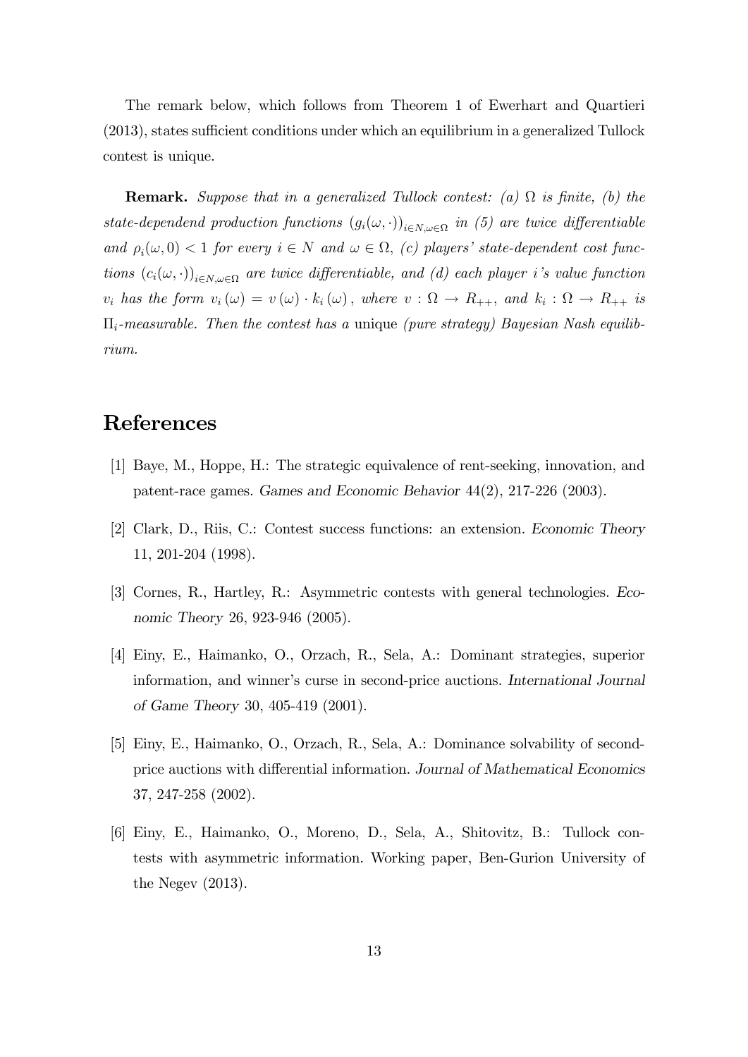The remark below, which follows from Theorem 1 of Ewerhart and Quartieri (2013), states sufficient conditions under which an equilibrium in a generalized Tullock contest is unique.

**Remark.** *Suppose that in a generalized Tullock contest: (a) $\Omega$ is finite, (b) the state-dependend production functions $(g_i(\omega, \cdot))_{i \in N, \omega \in \Omega}$ in (5) are twice differentiable and $\rho_i(\omega, 0) < 1$ for every $i \in N$ and $\omega \in \Omega$, (c) players' state-dependent cost functions $(c_i(\omega, \cdot))_{i \in N, \omega \in \Omega}$ are twice differentiable, and (d) each player $i$'s value function $v_i$ has the form $v_i(\omega) = v(\omega) \cdot k_i(\omega)$, where $v : \Omega \to R_{++}$, and $k_i : \Omega \to R_{++}$ is $\Pi_i$-measurable. Then the contest has a* unique *(pure strategy) Bayesian Nash equilibrium.*

# References

[1] Baye, M., Hoppe, H.: The strategic equivalence of rent-seeking, innovation, and patent-race games. *Games and Economic Behavior* 44(2), 217-226 (2003).

[2] Clark, D., Riis, C.: Contest success functions: an extension. *Economic Theory* 11, 201-204 (1998).

[3] Cornes, R., Hartley, R.: Asymmetric contests with general technologies. *Economic Theory* 26, 923-946 (2005).

[4] Einy, E., Haimanko, O., Orzach, R., Sela, A.: Dominant strategies, superior information, and winner's curse in second-price auctions. *International Journal of Game Theory* 30, 405-419 (2001).

[5] Einy, E., Haimanko, O., Orzach, R., Sela, A.: Dominance solvability of second-price auctions with differential information. *Journal of Mathematical Economics* 37, 247-258 (2002).

[6] Einy, E., Haimanko, O., Moreno, D., Sela, A., Shitovitz, B.: Tullock contests with asymmetric information. Working paper, Ben-Gurion University of the Negev (2013).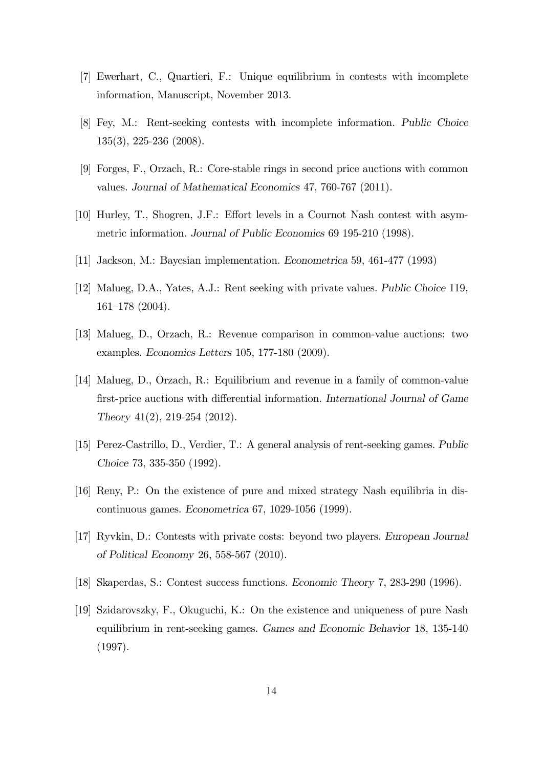[7] Ewerhart, C., Quartieri, F.: Unique equilibrium in contests with incomplete information, Manuscript, November 2013.

[8] Fey, M.: Rent-seeking contests with incomplete information. *Public Choice* 135(3), 225-236 (2008).

[9] Forges, F., Orzach, R.: Core-stable rings in second price auctions with common values. *Journal of Mathematical Economics* 47, 760-767 (2011).

[10] Hurley, T., Shogren, J.F.: Effort levels in a Cournot Nash contest with asymmetric information. *Journal of Public Economics* 69 195-210 (1998).

[11] Jackson, M.: Bayesian implementation. *Econometrica* 59, 461-477 (1993)

[12] Malueg, D.A., Yates, A.J.: Rent seeking with private values. *Public Choice* 119, 161–178 (2004).

[13] Malueg, D., Orzach, R.: Revenue comparison in common-value auctions: two examples. *Economics Letters* 105, 177-180 (2009).

[14] Malueg, D., Orzach, R.: Equilibrium and revenue in a family of common-value first-price auctions with differential information. *International Journal of Game Theory* 41(2), 219-254 (2012).

[15] Perez-Castrillo, D., Verdier, T.: A general analysis of rent-seeking games. *Public Choice* 73, 335-350 (1992).

[16] Reny, P.: On the existence of pure and mixed strategy Nash equilibria in discontinuous games. *Econometrica* 67, 1029-1056 (1999).

[17] Ryvkin, D.: Contests with private costs: beyond two players. *European Journal of Political Economy* 26, 558-567 (2010).

[18] Skaperdas, S.: Contest success functions. *Economic Theory* 7, 283-290 (1996).

[19] Szidarovszky, F., Okuguchi, K.: On the existence and uniqueness of pure Nash equilibrium in rent-seeking games. *Games and Economic Behavior* 18, 135-140 (1997).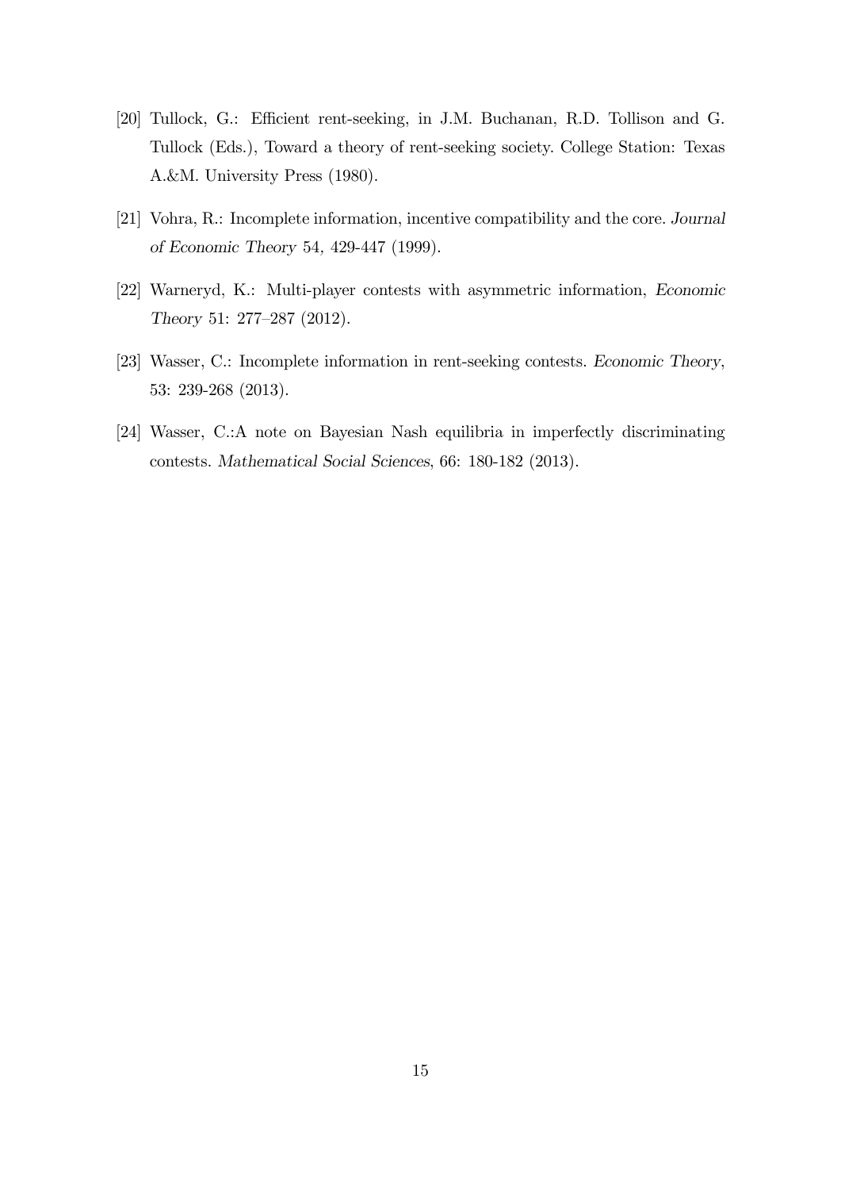[20] Tullock, G.: Efficient rent-seeking, in J.M. Buchanan, R.D. Tollison and G. Tullock (Eds.), Toward a theory of rent-seeking society. College Station: Texas A.&M. University Press (1980).

[21] Vohra, R.: Incomplete information, incentive compatibility and the core. *Journal of Economic Theory* 54, 429-447 (1999).

[22] Warneryd, K.: Multi-player contests with asymmetric information, *Economic Theory* 51: 277–287 (2012).

[23] Wasser, C.: Incomplete information in rent-seeking contests. *Economic Theory*, 53: 239-268 (2013).

[24] Wasser, C.:A note on Bayesian Nash equilibria in imperfectly discriminating contests. *Mathematical Social Sciences*, 66: 180-182 (2013).